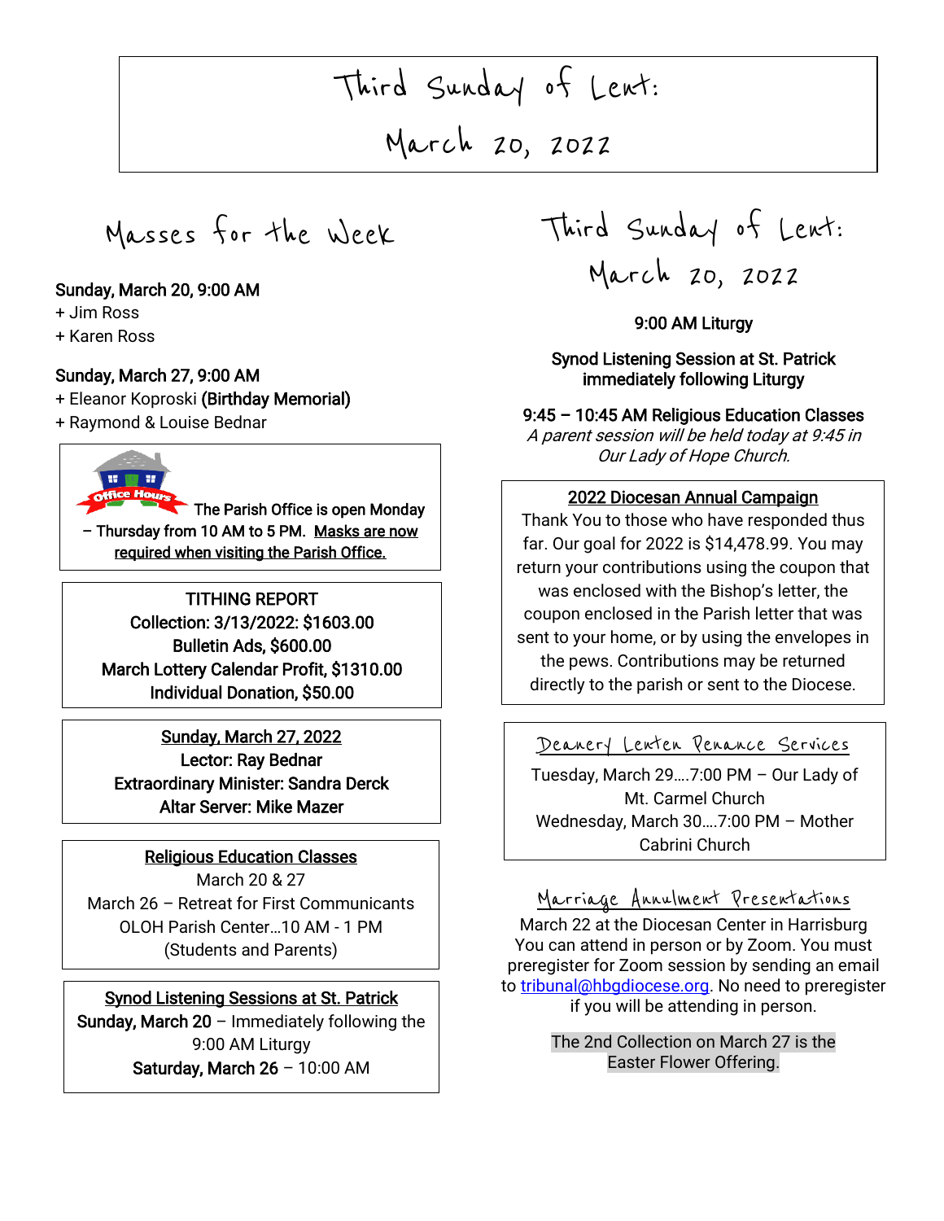# Third Sunday of Lent: March 20, 2022

## Masses for the Week

**Sunday, March 20, 9:00 AM**
+ Jim Ross
+ Karen Ross

**Sunday, March 27, 9:00 AM**
+ Eleanor Koproski **(Birthday Memorial)**
+ Raymond & Louise Bednar

**The Parish Office is open Monday – Thursday from 10 AM to 5 PM. Masks are now required when visiting the Parish Office.**

**TITHING REPORT**
**Collection: 3/13/2022: $1603.00**
**Bulletin Ads, $600.00**
**March Lottery Calendar Profit, $1310.00**
**Individual Donation, $50.00**

**Sunday, March 27, 2022**
**Lector: Ray Bednar**
**Extraordinary Minister: Sandra Derck**
**Altar Server: Mike Mazer**

**Religious Education Classes**
March 20 & 27
March 26 – Retreat for First Communicants
OLOH Parish Center…10 AM - 1 PM
(Students and Parents)

**Synod Listening Sessions at St. Patrick**
**Sunday, March 20** – Immediately following the 9:00 AM Liturgy
**Saturday, March 26** – 10:00 AM

## Third Sunday of Lent: March 20, 2022

**9:00 AM Liturgy**

**Synod Listening Session at St. Patrick immediately following Liturgy**

**9:45 – 10:45 AM Religious Education Classes**
*A parent session will be held today at 9:45 in Our Lady of Hope Church.*

**2022 Diocesan Annual Campaign**
Thank You to those who have responded thus far. Our goal for 2022 is $14,478.99. You may return your contributions using the coupon that was enclosed with the Bishop's letter, the coupon enclosed in the Parish letter that was sent to your home, or by using the envelopes in the pews. Contributions may be returned directly to the parish or sent to the Diocese.

### Deanery Lenten Penance Services

Tuesday, March 29….7:00 PM – Our Lady of Mt. Carmel Church
Wednesday, March 30….7:00 PM – Mother Cabrini Church

### Marriage Annulment Presentations

March 22 at the Diocesan Center in Harrisburg
You can attend in person or by Zoom. You must preregister for Zoom session by sending an email to tribunal@hbgdiocese.org. No need to preregister if you will be attending in person.

The 2nd Collection on March 27 is the Easter Flower Offering.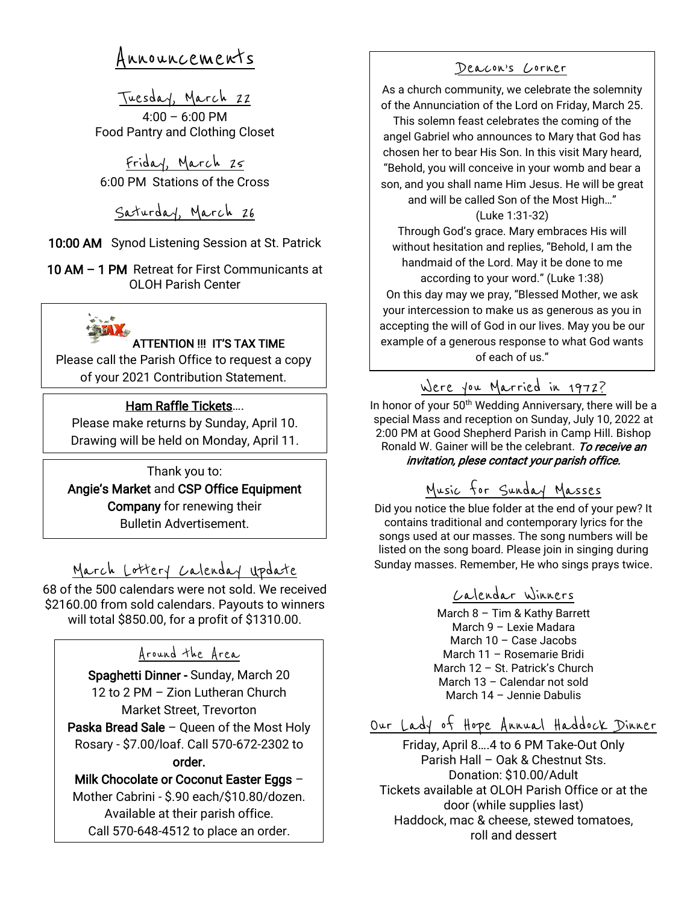# Announcements

## Tuesday, March 22

4:00 – 6:00 PM
Food Pantry and Clothing Closet

## Friday, March 25

6:00 PM Stations of the Cross

## Saturday, March 26

**10:00 AM** Synod Listening Session at St. Patrick

**10 AM – 1 PM** Retreat for First Communicants at OLOH Parish Center

ATTENTION !!! IT'S TAX TIME
Please call the Parish Office to request a copy of your 2021 Contribution Statement.

**Ham Raffle Tickets**….
Please make returns by Sunday, April 10.
Drawing will be held on Monday, April 11.

Thank you to:
**Angie's Market** and **CSP Office Equipment Company** for renewing their Bulletin Advertisement.

## March Lottery Calendar Update

68 of the 500 calendars were not sold. We received $2160.00 from sold calendars. Payouts to winners will total $850.00, for a profit of $1310.00.

## Around the Area

**Spaghetti Dinner -** Sunday, March 20
12 to 2 PM – Zion Lutheran Church
Market Street, Trevorton

**Paska Bread Sale** – Queen of the Most Holy Rosary - $7.00/loaf. Call 570-672-2302 to **order.**

**Milk Chocolate or Coconut Easter Eggs** – Mother Cabrini - $.90 each/$10.80/dozen. Available at their parish office. Call 570-648-4512 to place an order.

## Deacon's Corner

As a church community, we celebrate the solemnity of the Annunciation of the Lord on Friday, March 25. This solemn feast celebrates the coming of the angel Gabriel who announces to Mary that God has chosen her to bear His Son. In this visit Mary heard, "Behold, you will conceive in your womb and bear a son, and you shall name Him Jesus. He will be great and will be called Son of the Most High…" (Luke 1:31-32)
Through God's grace. Mary embraces His will without hesitation and replies, "Behold, I am the handmaid of the Lord. May it be done to me according to your word." (Luke 1:38)
On this day may we pray, "Blessed Mother, we ask your intercession to make us as generous as you in accepting the will of God in our lives. May you be our example of a generous response to what God wants of each of us."

## Were you Married in 1972?

In honor of your 50th Wedding Anniversary, there will be a special Mass and reception on Sunday, July 10, 2022 at 2:00 PM at Good Shepherd Parish in Camp Hill. Bishop Ronald W. Gainer will be the celebrant. ***To receive an invitation, plese contact your parish office.***

## Music for Sunday Masses

Did you notice the blue folder at the end of your pew? It contains traditional and contemporary lyrics for the songs used at our masses. The song numbers will be listed on the song board. Please join in singing during Sunday masses. Remember, He who sings prays twice.

## Calendar Winners

March 8 – Tim & Kathy Barrett
March 9 – Lexie Madara
March 10 – Case Jacobs
March 11 – Rosemarie Bridi
March 12 – St. Patrick's Church
March 13 – Calendar not sold
March 14 – Jennie Dabulis

## Our Lady of Hope Annual Haddock Dinner

Friday, April 8….4 to 6 PM Take-Out Only
Parish Hall – Oak & Chestnut Sts.
Donation: $10.00/Adult
Tickets available at OLOH Parish Office or at the door (while supplies last)
Haddock, mac & cheese, stewed tomatoes, roll and dessert